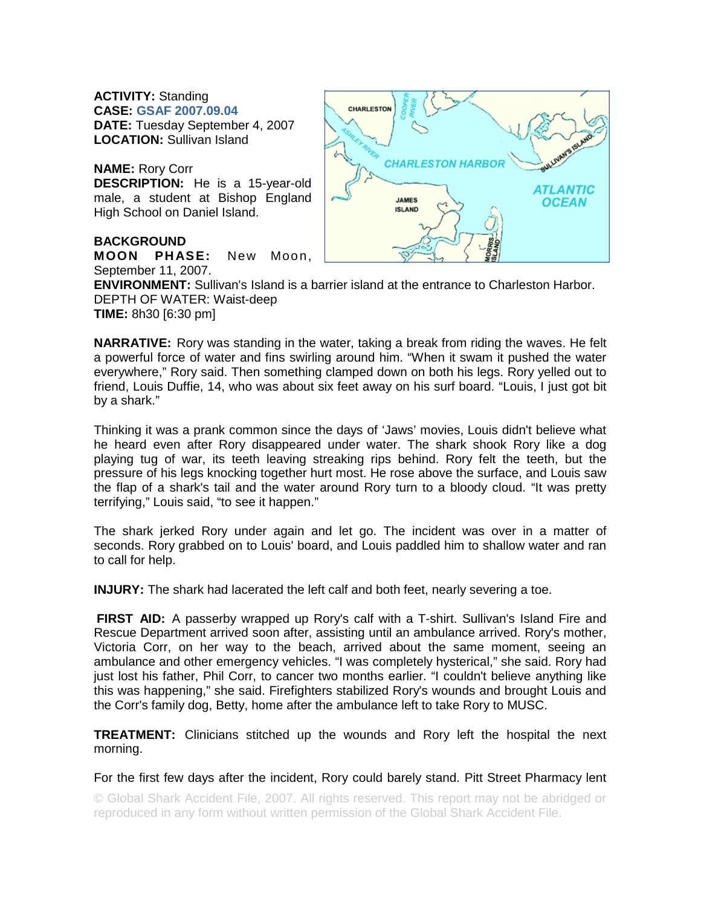**ACTIVITY:** Standing
**CASE:** GSAF 2007.09.04
**DATE:** Tuesday September 4, 2007
**LOCATION:** Sullivan Island

**NAME:** Rory Corr
**DESCRIPTION:** He is a 15-year-old male, a student at Bishop England High School on Daniel Island.

**BACKGROUND**
**MOON PHASE:** New Moon, September 11, 2007.
**ENVIRONMENT:** Sullivan's Island is a barrier island at the entrance to Charleston Harbor.
DEPTH OF WATER: Waist-deep
**TIME:** 8h30 [6:30 pm]

**NARRATIVE:** Rory was standing in the water, taking a break from riding the waves. He felt a powerful force of water and fins swirling around him. "When it swam it pushed the water everywhere," Rory said. Then something clamped down on both his legs. Rory yelled out to friend, Louis Duffie, 14, who was about six feet away on his surf board. "Louis, I just got bit by a shark."

Thinking it was a prank common since the days of 'Jaws' movies, Louis didn't believe what he heard even after Rory disappeared under water. The shark shook Rory like a dog playing tug of war, its teeth leaving streaking rips behind. Rory felt the teeth, but the pressure of his legs knocking together hurt most. He rose above the surface, and Louis saw the flap of a shark's tail and the water around Rory turn to a bloody cloud. "It was pretty terrifying," Louis said, "to see it happen."

The shark jerked Rory under again and let go. The incident was over in a matter of seconds. Rory grabbed on to Louis' board, and Louis paddled him to shallow water and ran to call for help.

**INJURY:** The shark had lacerated the left calf and both feet, nearly severing a toe.

**FIRST AID:** A passerby wrapped up Rory's calf with a T-shirt. Sullivan's Island Fire and Rescue Department arrived soon after, assisting until an ambulance arrived. Rory's mother, Victoria Corr, on her way to the beach, arrived about the same moment, seeing an ambulance and other emergency vehicles. "I was completely hysterical," she said. Rory had just lost his father, Phil Corr, to cancer two months earlier. "I couldn't believe anything like this was happening," she said. Firefighters stabilized Rory's wounds and brought Louis and the Corr's family dog, Betty, home after the ambulance left to take Rory to MUSC.

**TREATMENT:** Clinicians stitched up the wounds and Rory left the hospital the next morning.

For the first few days after the incident, Rory could barely stand. Pitt Street Pharmacy lent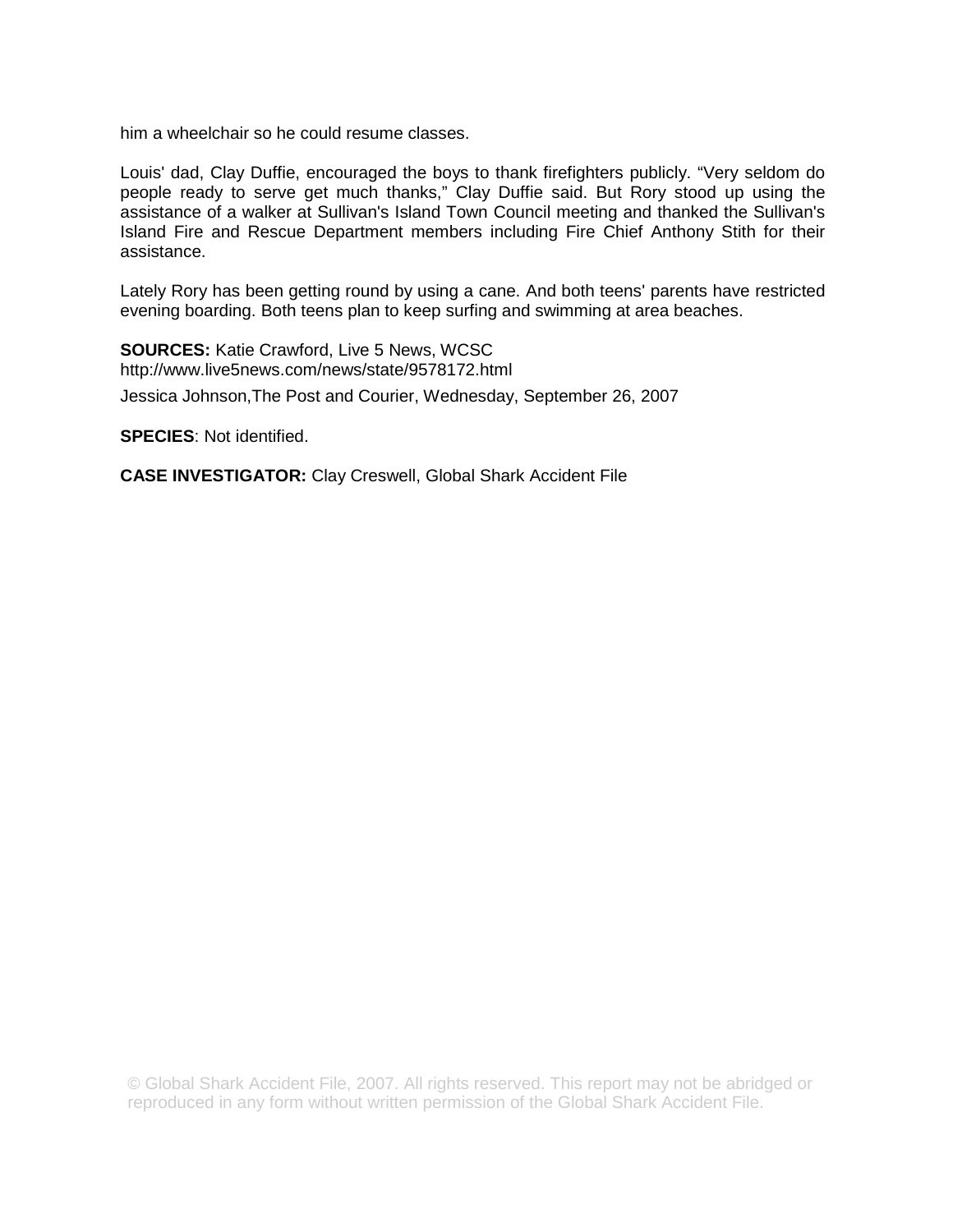him a wheelchair so he could resume classes.

Louis' dad, Clay Duffie, encouraged the boys to thank firefighters publicly. “Very seldom do people ready to serve get much thanks,” Clay Duffie said. But Rory stood up using the assistance of a walker at Sullivan's Island Town Council meeting and thanked the Sullivan's Island Fire and Rescue Department members including Fire Chief Anthony Stith for their assistance.

Lately Rory has been getting round by using a cane. And both teens' parents have restricted evening boarding. Both teens plan to keep surfing and swimming at area beaches.

**SOURCES:** Katie Crawford, Live 5 News, WCSC
http://www.live5news.com/news/state/9578172.html

Jessica Johnson,The Post and Courier, Wednesday, September 26, 2007

**SPECIES**: Not identified.

**CASE INVESTIGATOR:** Clay Creswell, Global Shark Accident File

© Global Shark Accident File, 2007. All rights reserved. This report may not be abridged or reproduced in any form without written permission of the Global Shark Accident File.